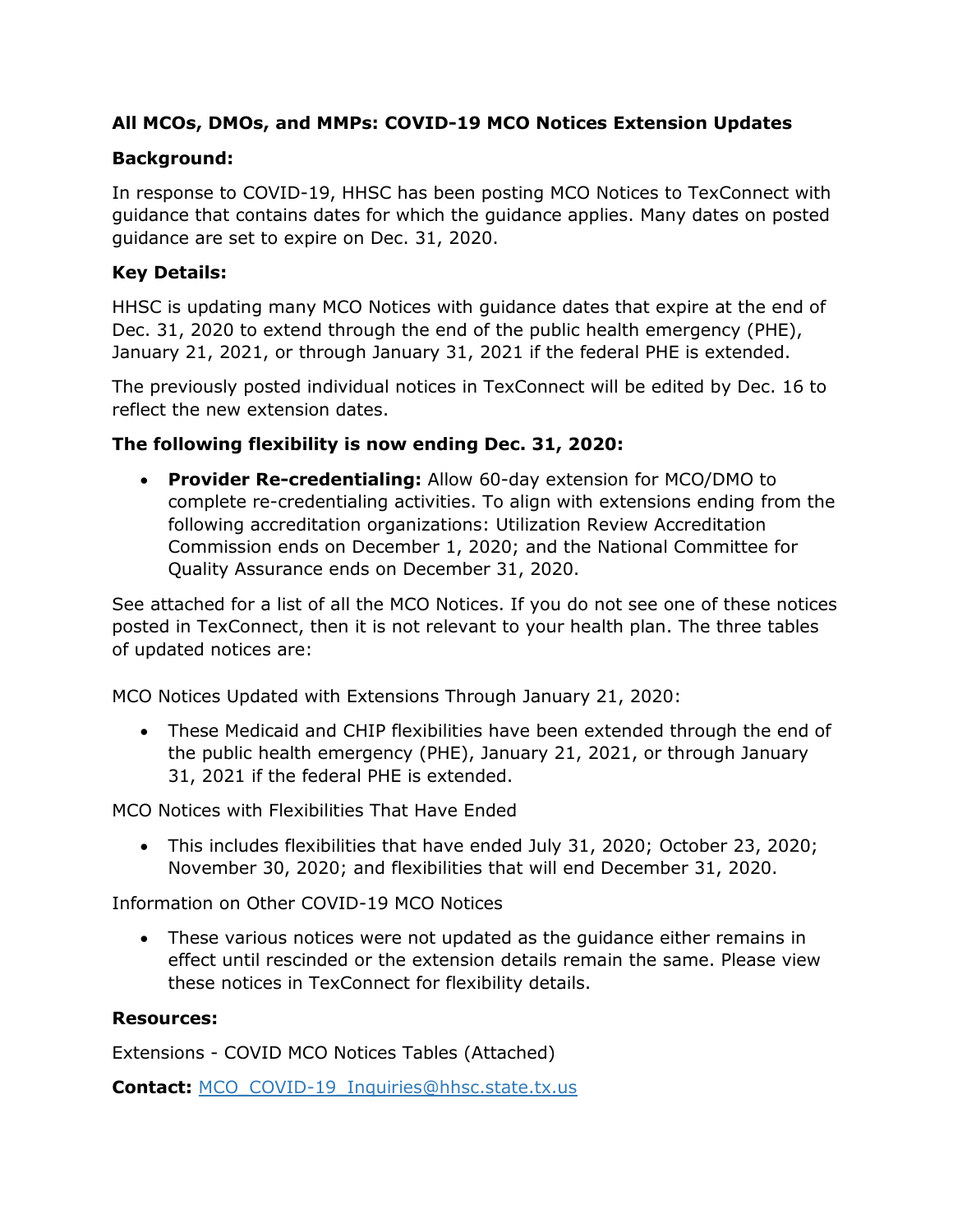**All MCOs, DMOs, and MMPs: COVID-19 MCO Notices Extension Updates**

**Background:**

In response to COVID-19, HHSC has been posting MCO Notices to TexConnect with guidance that contains dates for which the guidance applies. Many dates on posted guidance are set to expire on Dec. 31, 2020.

**Key Details:**

HHSC is updating many MCO Notices with guidance dates that expire at the end of Dec. 31, 2020 to extend through the end of the public health emergency (PHE), January 21, 2021, or through January 31, 2021 if the federal PHE is extended.

The previously posted individual notices in TexConnect will be edited by Dec. 16 to reflect the new extension dates.

**The following flexibility is now ending Dec. 31, 2020:**

- **Provider Re-credentialing:** Allow 60-day extension for MCO/DMO to complete re-credentialing activities. To align with extensions ending from the following accreditation organizations: Utilization Review Accreditation Commission ends on December 1, 2020; and the National Committee for Quality Assurance ends on December 31, 2020.

See attached for a list of all the MCO Notices. If you do not see one of these notices posted in TexConnect, then it is not relevant to your health plan. The three tables of updated notices are:

MCO Notices Updated with Extensions Through January 21, 2020:

- These Medicaid and CHIP flexibilities have been extended through the end of the public health emergency (PHE), January 21, 2021, or through January 31, 2021 if the federal PHE is extended.

MCO Notices with Flexibilities That Have Ended

- This includes flexibilities that have ended July 31, 2020; October 23, 2020; November 30, 2020; and flexibilities that will end December 31, 2020.

Information on Other COVID-19 MCO Notices

- These various notices were not updated as the guidance either remains in effect until rescinded or the extension details remain the same. Please view these notices in TexConnect for flexibility details.

**Resources:**

Extensions - COVID MCO Notices Tables (Attached)

**Contact:** MCO_COVID-19_Inquiries@hhsc.state.tx.us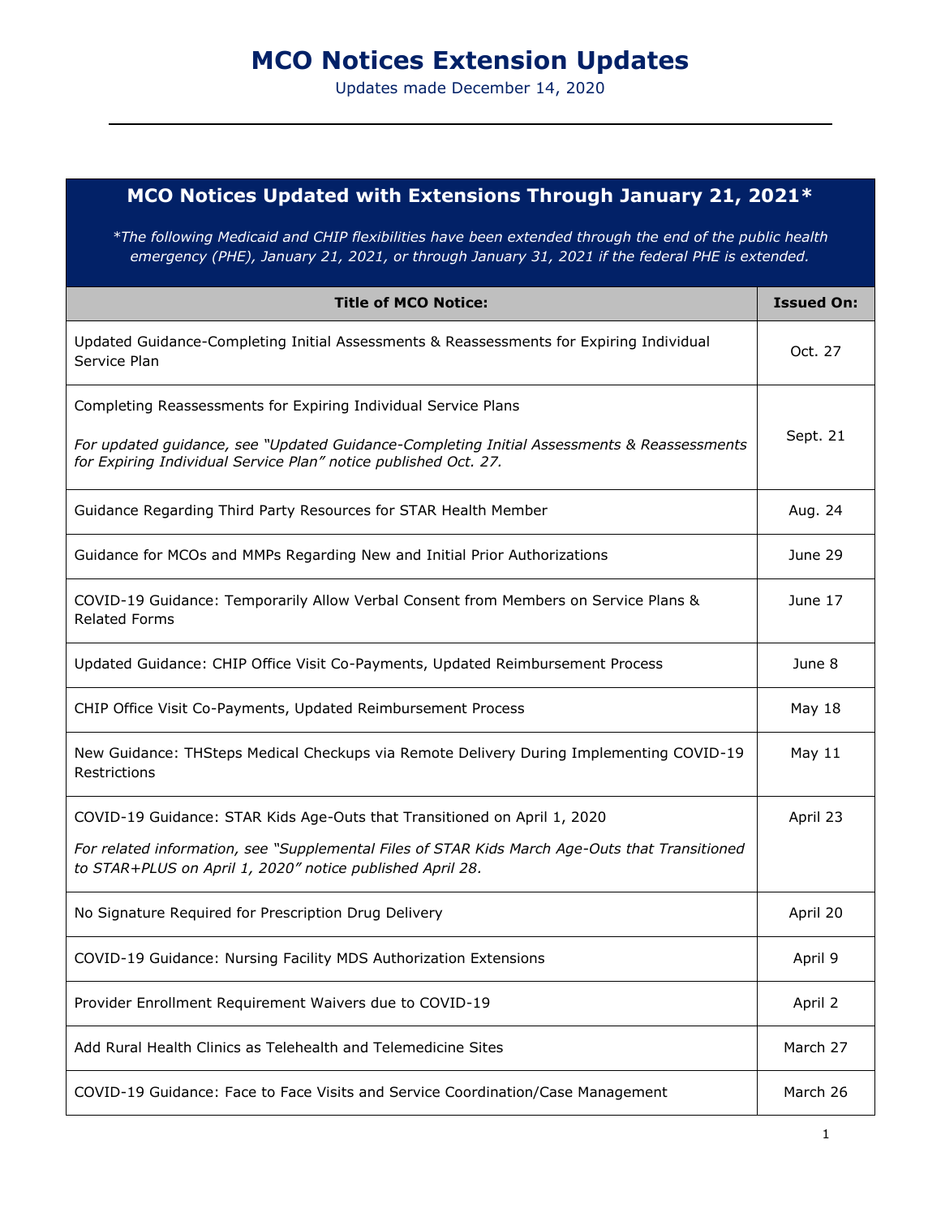# MCO Notices Extension Updates

Updates made December 14, 2020

## MCO Notices Updated with Extensions Through January 21, 2021*

*\*The following Medicaid and CHIP flexibilities have been extended through the end of the public health emergency (PHE), January 21, 2021, or through January 31, 2021 if the federal PHE is extended.*

| Title of MCO Notice: | Issued On: |
|---|---|
| Updated Guidance-Completing Initial Assessments & Reassessments for Expiring Individual Service Plan | Oct. 27 |
| Completing Reassessments for Expiring Individual Service Plans<br><br>*For updated guidance, see "Updated Guidance-Completing Initial Assessments & Reassessments for Expiring Individual Service Plan" notice published Oct. 27.* | Sept. 21 |
| Guidance Regarding Third Party Resources for STAR Health Member | Aug. 24 |
| Guidance for MCOs and MMPs Regarding New and Initial Prior Authorizations | June 29 |
| COVID-19 Guidance: Temporarily Allow Verbal Consent from Members on Service Plans & Related Forms | June 17 |
| Updated Guidance: CHIP Office Visit Co-Payments, Updated Reimbursement Process | June 8 |
| CHIP Office Visit Co-Payments, Updated Reimbursement Process | May 18 |
| New Guidance: THSteps Medical Checkups via Remote Delivery During Implementing COVID-19 Restrictions | May 11 |
| COVID-19 Guidance: STAR Kids Age-Outs that Transitioned on April 1, 2020<br><br>*For related information, see "Supplemental Files of STAR Kids March Age-Outs that Transitioned to STAR+PLUS on April 1, 2020" notice published April 28.* | April 23 |
| No Signature Required for Prescription Drug Delivery | April 20 |
| COVID-19 Guidance: Nursing Facility MDS Authorization Extensions | April 9 |
| Provider Enrollment Requirement Waivers due to COVID-19 | April 2 |
| Add Rural Health Clinics as Telehealth and Telemedicine Sites | March 27 |
| COVID-19 Guidance: Face to Face Visits and Service Coordination/Case Management | March 26 |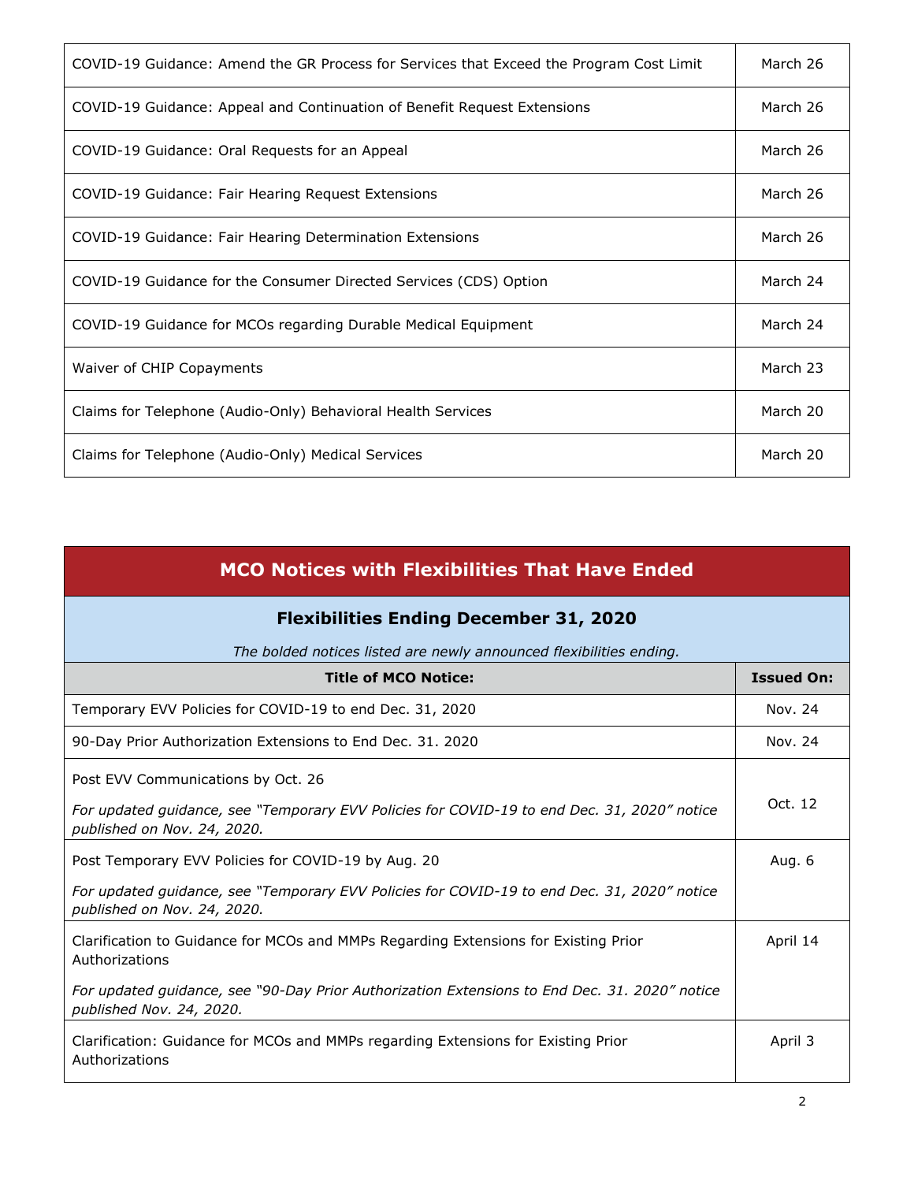| | |
|---|---|
| COVID-19 Guidance: Amend the GR Process for Services that Exceed the Program Cost Limit | March 26 |
| COVID-19 Guidance: Appeal and Continuation of Benefit Request Extensions | March 26 |
| COVID-19 Guidance: Oral Requests for an Appeal | March 26 |
| COVID-19 Guidance: Fair Hearing Request Extensions | March 26 |
| COVID-19 Guidance: Fair Hearing Determination Extensions | March 26 |
| COVID-19 Guidance for the Consumer Directed Services (CDS) Option | March 24 |
| COVID-19 Guidance for MCOs regarding Durable Medical Equipment | March 24 |
| Waiver of CHIP Copayments | March 23 |
| Claims for Telephone (Audio-Only) Behavioral Health Services | March 20 |
| Claims for Telephone (Audio-Only) Medical Services | March 20 |

## MCO Notices with Flexibilities That Have Ended

### Flexibilities Ending December 31, 2020

*The bolded notices listed are newly announced flexibilities ending.*

| Title of MCO Notice: | Issued On: |
|---|---|
| Temporary EVV Policies for COVID-19 to end Dec. 31, 2020 | Nov. 24 |
| 90-Day Prior Authorization Extensions to End Dec. 31. 2020 | Nov. 24 |
| Post EVV Communications by Oct. 26<br><br>*For updated guidance, see "Temporary EVV Policies for COVID-19 to end Dec. 31, 2020" notice published on Nov. 24, 2020.* | Oct. 12 |
| Post Temporary EVV Policies for COVID-19 by Aug. 20<br><br>*For updated guidance, see "Temporary EVV Policies for COVID-19 to end Dec. 31, 2020" notice published on Nov. 24, 2020.* | Aug. 6 |
| Clarification to Guidance for MCOs and MMPs Regarding Extensions for Existing Prior Authorizations<br><br>*For updated guidance, see "90-Day Prior Authorization Extensions to End Dec. 31. 2020" notice published Nov. 24, 2020.* | April 14 |
| Clarification: Guidance for MCOs and MMPs regarding Extensions for Existing Prior Authorizations | April 3 |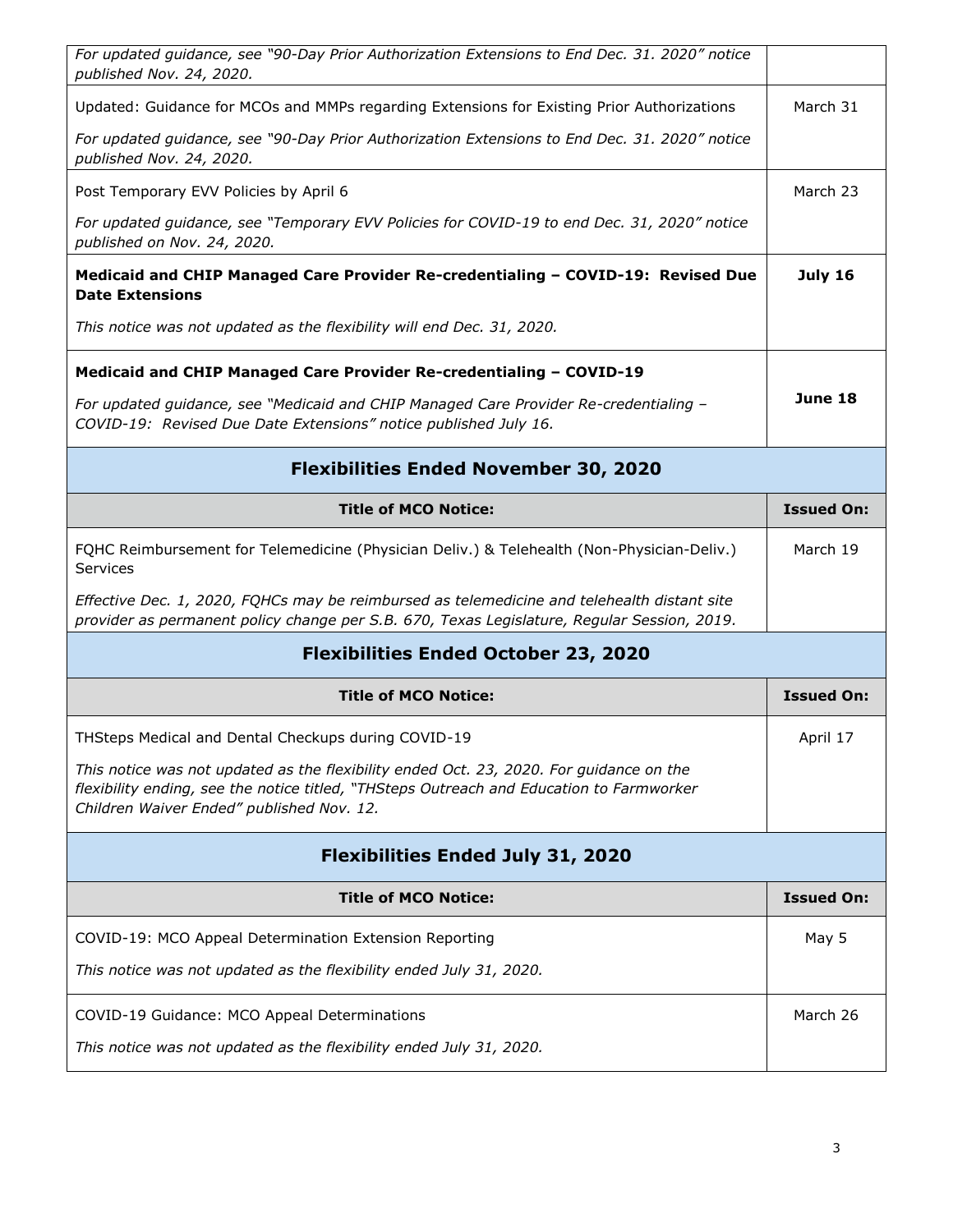| | |
|---|---|
| *For updated guidance, see "90-Day Prior Authorization Extensions to End Dec. 31. 2020" notice published Nov. 24, 2020.* | |
| Updated: Guidance for MCOs and MMPs regarding Extensions for Existing Prior Authorizations<br><br>*For updated guidance, see "90-Day Prior Authorization Extensions to End Dec. 31. 2020" notice published Nov. 24, 2020.* | March 31 |
| Post Temporary EVV Policies by April 6<br><br>*For updated guidance, see "Temporary EVV Policies for COVID-19 to end Dec. 31, 2020" notice published on Nov. 24, 2020.* | March 23 |
| **Medicaid and CHIP Managed Care Provider Re-credentialing – COVID-19: Revised Due Date Extensions**<br><br>*This notice was not updated as the flexibility will end Dec. 31, 2020.* | **July 16** |
| **Medicaid and CHIP Managed Care Provider Re-credentialing – COVID-19**<br><br>*For updated guidance, see "Medicaid and CHIP Managed Care Provider Re-credentialing – COVID-19: Revised Due Date Extensions" notice published July 16.* | **June 18** |

## Flexibilities Ended November 30, 2020

| Title of MCO Notice: | Issued On: |
|---|---|
| FQHC Reimbursement for Telemedicine (Physician Deliv.) & Telehealth (Non-Physician-Deliv.) Services<br><br>*Effective Dec. 1, 2020, FQHCs may be reimbursed as telemedicine and telehealth distant site provider as permanent policy change per S.B. 670, Texas Legislature, Regular Session, 2019.* | March 19 |

## Flexibilities Ended October 23, 2020

| Title of MCO Notice: | Issued On: |
|---|---|
| THSteps Medical and Dental Checkups during COVID-19<br><br>*This notice was not updated as the flexibility ended Oct. 23, 2020. For guidance on the flexibility ending, see the notice titled, "THSteps Outreach and Education to Farmworker Children Waiver Ended" published Nov. 12.* | April 17 |

## Flexibilities Ended July 31, 2020

| Title of MCO Notice: | Issued On: |
|---|---|
| COVID-19: MCO Appeal Determination Extension Reporting<br><br>*This notice was not updated as the flexibility ended July 31, 2020.* | May 5 |
| COVID-19 Guidance: MCO Appeal Determinations<br><br>*This notice was not updated as the flexibility ended July 31, 2020.* | March 26 |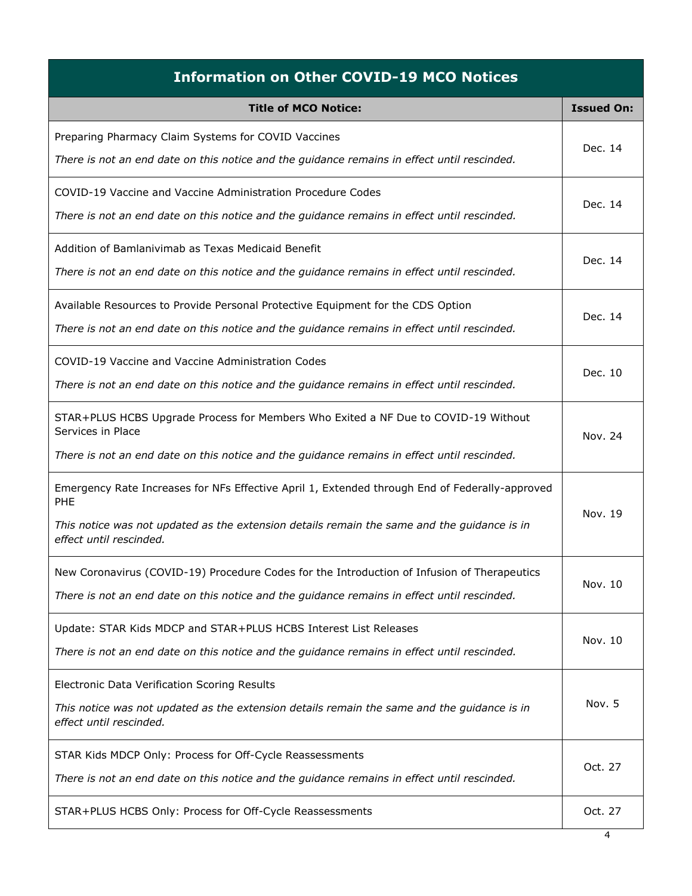| Information on Other COVID-19 MCO Notices | |
|---|---|
| **Title of MCO Notice:** | **Issued On:** |
| Preparing Pharmacy Claim Systems for COVID Vaccines<br>*There is not an end date on this notice and the guidance remains in effect until rescinded.* | Dec. 14 |
| COVID-19 Vaccine and Vaccine Administration Procedure Codes<br>*There is not an end date on this notice and the guidance remains in effect until rescinded.* | Dec. 14 |
| Addition of Bamlanivimab as Texas Medicaid Benefit<br>*There is not an end date on this notice and the guidance remains in effect until rescinded.* | Dec. 14 |
| Available Resources to Provide Personal Protective Equipment for the CDS Option<br>*There is not an end date on this notice and the guidance remains in effect until rescinded.* | Dec. 14 |
| COVID-19 Vaccine and Vaccine Administration Codes<br>*There is not an end date on this notice and the guidance remains in effect until rescinded.* | Dec. 10 |
| STAR+PLUS HCBS Upgrade Process for Members Who Exited a NF Due to COVID-19 Without Services in Place<br>*There is not an end date on this notice and the guidance remains in effect until rescinded.* | Nov. 24 |
| Emergency Rate Increases for NFs Effective April 1, Extended through End of Federally-approved PHE<br>*This notice was not updated as the extension details remain the same and the guidance is in effect until rescinded.* | Nov. 19 |
| New Coronavirus (COVID-19) Procedure Codes for the Introduction of Infusion of Therapeutics<br>*There is not an end date on this notice and the guidance remains in effect until rescinded.* | Nov. 10 |
| Update: STAR Kids MDCP and STAR+PLUS HCBS Interest List Releases<br>*There is not an end date on this notice and the guidance remains in effect until rescinded.* | Nov. 10 |
| Electronic Data Verification Scoring Results<br>*This notice was not updated as the extension details remain the same and the guidance is in effect until rescinded.* | Nov. 5 |
| STAR Kids MDCP Only: Process for Off-Cycle Reassessments<br>*There is not an end date on this notice and the guidance remains in effect until rescinded.* | Oct. 27 |
| STAR+PLUS HCBS Only: Process for Off-Cycle Reassessments | Oct. 27 |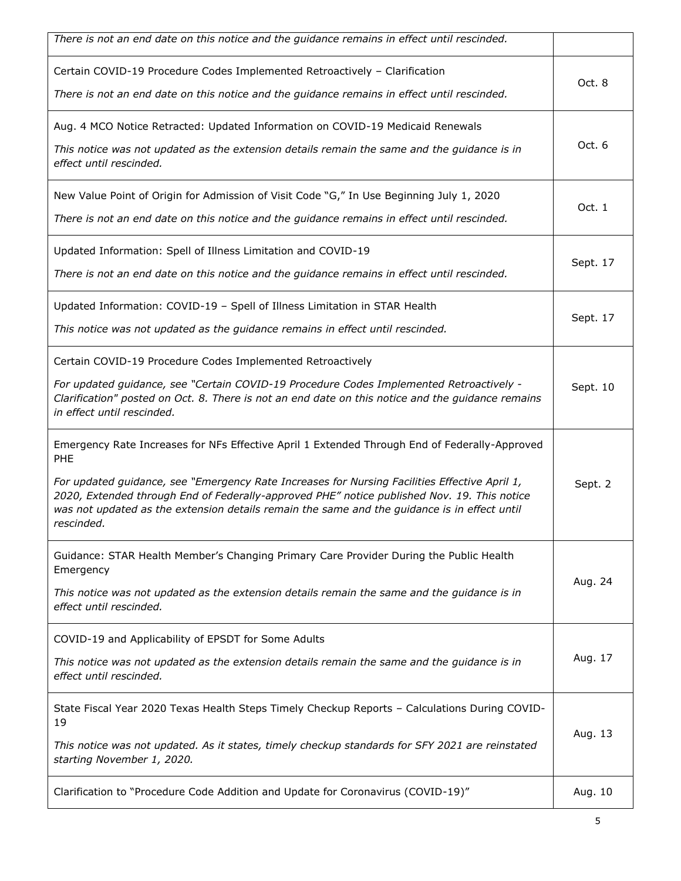| | |
|---|---|
| *There is not an end date on this notice and the guidance remains in effect until rescinded.* | |
| Certain COVID-19 Procedure Codes Implemented Retroactively – Clarification<br><br>*There is not an end date on this notice and the guidance remains in effect until rescinded.* | Oct. 8 |
| Aug. 4 MCO Notice Retracted: Updated Information on COVID-19 Medicaid Renewals<br><br>*This notice was not updated as the extension details remain the same and the guidance is in effect until rescinded.* | Oct. 6 |
| New Value Point of Origin for Admission of Visit Code "G," In Use Beginning July 1, 2020<br><br>*There is not an end date on this notice and the guidance remains in effect until rescinded.* | Oct. 1 |
| Updated Information: Spell of Illness Limitation and COVID-19<br><br>*There is not an end date on this notice and the guidance remains in effect until rescinded.* | Sept. 17 |
| Updated Information: COVID-19 – Spell of Illness Limitation in STAR Health<br><br>*This notice was not updated as the guidance remains in effect until rescinded.* | Sept. 17 |
| Certain COVID-19 Procedure Codes Implemented Retroactively<br><br>*For updated guidance, see "Certain COVID-19 Procedure Codes Implemented Retroactively - Clarification" posted on Oct. 8. There is not an end date on this notice and the guidance remains in effect until rescinded.* | Sept. 10 |
| Emergency Rate Increases for NFs Effective April 1 Extended Through End of Federally-Approved PHE<br><br>*For updated guidance, see "Emergency Rate Increases for Nursing Facilities Effective April 1, 2020, Extended through End of Federally-approved PHE" notice published Nov. 19. This notice was not updated as the extension details remain the same and the guidance is in effect until rescinded.* | Sept. 2 |
| Guidance: STAR Health Member's Changing Primary Care Provider During the Public Health Emergency<br><br>*This notice was not updated as the extension details remain the same and the guidance is in effect until rescinded.* | Aug. 24 |
| COVID-19 and Applicability of EPSDT for Some Adults<br><br>*This notice was not updated as the extension details remain the same and the guidance is in effect until rescinded.* | Aug. 17 |
| State Fiscal Year 2020 Texas Health Steps Timely Checkup Reports – Calculations During COVID-19<br><br>*This notice was not updated. As it states, timely checkup standards for SFY 2021 are reinstated starting November 1, 2020.* | Aug. 13 |
| Clarification to "Procedure Code Addition and Update for Coronavirus (COVID-19)" | Aug. 10 |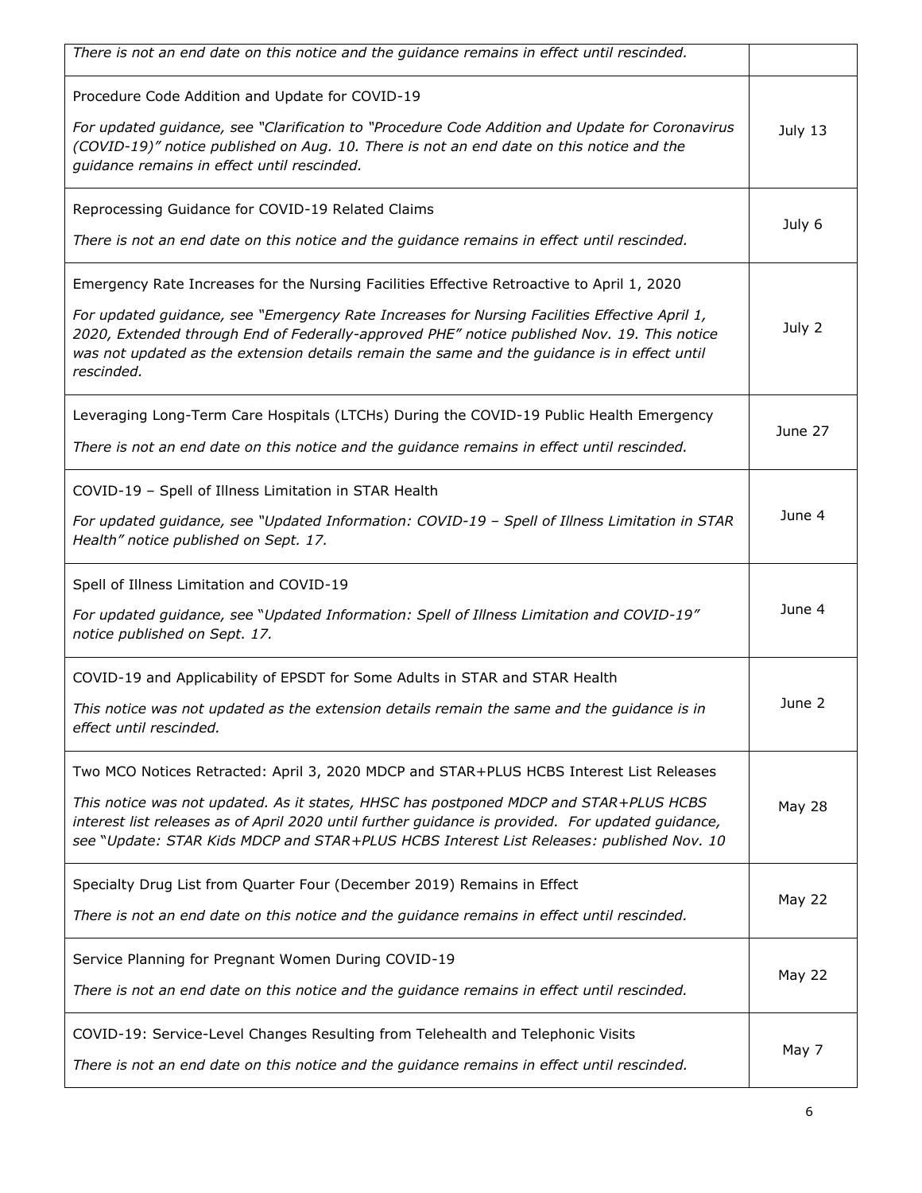| | |
|---|---|
| *There is not an end date on this notice and the guidance remains in effect until rescinded.* | |
| Procedure Code Addition and Update for COVID-19<br><br>*For updated guidance, see "Clarification to "Procedure Code Addition and Update for Coronavirus (COVID-19)" notice published on Aug. 10. There is not an end date on this notice and the guidance remains in effect until rescinded.* | July 13 |
| Reprocessing Guidance for COVID-19 Related Claims<br><br>*There is not an end date on this notice and the guidance remains in effect until rescinded.* | July 6 |
| Emergency Rate Increases for the Nursing Facilities Effective Retroactive to April 1, 2020<br><br>*For updated guidance, see "Emergency Rate Increases for Nursing Facilities Effective April 1, 2020, Extended through End of Federally-approved PHE" notice published Nov. 19. This notice was not updated as the extension details remain the same and the guidance is in effect until rescinded.* | July 2 |
| Leveraging Long-Term Care Hospitals (LTCHs) During the COVID-19 Public Health Emergency<br><br>*There is not an end date on this notice and the guidance remains in effect until rescinded.* | June 27 |
| COVID-19 – Spell of Illness Limitation in STAR Health<br><br>*For updated guidance, see "Updated Information: COVID-19 – Spell of Illness Limitation in STAR Health" notice published on Sept. 17.* | June 4 |
| Spell of Illness Limitation and COVID-19<br><br>*For updated guidance, see "Updated Information: Spell of Illness Limitation and COVID-19" notice published on Sept. 17.* | June 4 |
| COVID-19 and Applicability of EPSDT for Some Adults in STAR and STAR Health<br><br>*This notice was not updated as the extension details remain the same and the guidance is in effect until rescinded.* | June 2 |
| Two MCO Notices Retracted: April 3, 2020 MDCP and STAR+PLUS HCBS Interest List Releases<br><br>*This notice was not updated. As it states, HHSC has postponed MDCP and STAR+PLUS HCBS interest list releases as of April 2020 until further guidance is provided. For updated guidance, see "Update: STAR Kids MDCP and STAR+PLUS HCBS Interest List Releases: published Nov. 10* | May 28 |
| Specialty Drug List from Quarter Four (December 2019) Remains in Effect<br><br>*There is not an end date on this notice and the guidance remains in effect until rescinded.* | May 22 |
| Service Planning for Pregnant Women During COVID-19<br><br>*There is not an end date on this notice and the guidance remains in effect until rescinded.* | May 22 |
| COVID-19: Service-Level Changes Resulting from Telehealth and Telephonic Visits<br><br>*There is not an end date on this notice and the guidance remains in effect until rescinded.* | May 7 |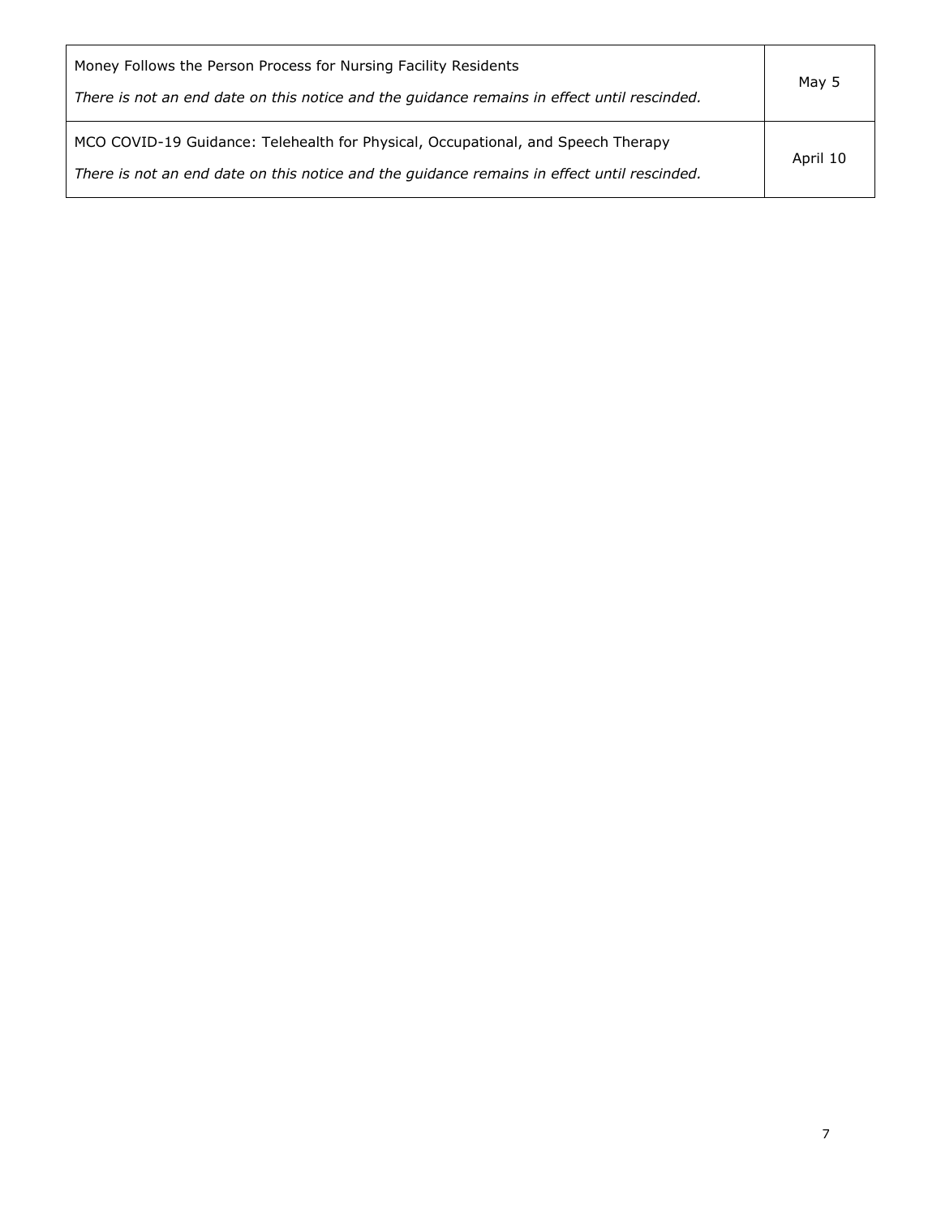| | |
|---|---|
| Money Follows the Person Process for Nursing Facility Residents<br>*There is not an end date on this notice and the guidance remains in effect until rescinded.* | May 5 |
| MCO COVID-19 Guidance: Telehealth for Physical, Occupational, and Speech Therapy<br>*There is not an end date on this notice and the guidance remains in effect until rescinded.* | April 10 |